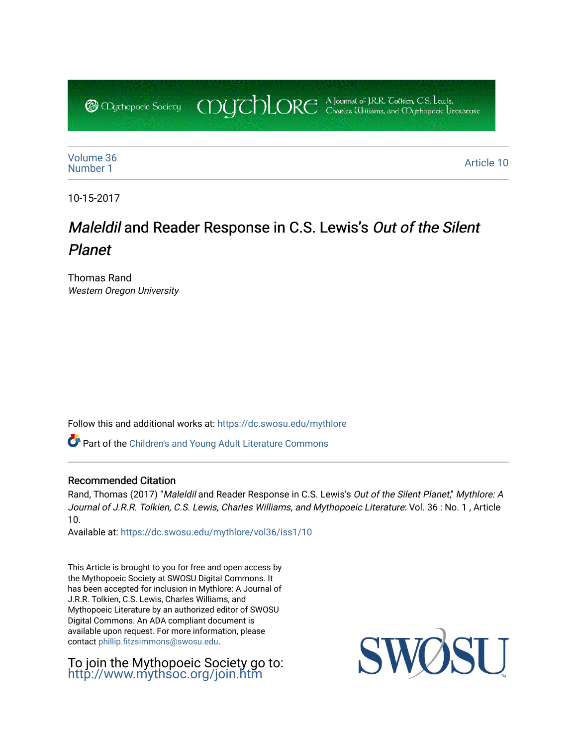Mythopoeic Society | Mythlore | A Journal of J.R.R. Tolkien, C.S. Lewis, Charles Williams, and Mythopoeic Literature

Volume 36
Number 1

Article 10

10-15-2017

# *Maleldil* and Reader Response in C.S. Lewis's *Out of the Silent Planet*

Thomas Rand
*Western Oregon University*

Follow this and additional works at: https://dc.swosu.edu/mythlore

Part of the Children's and Young Adult Literature Commons

## Recommended Citation

Rand, Thomas (2017) "*Maleldil* and Reader Response in C.S. Lewis's *Out of the Silent Planet*," *Mythlore: A Journal of J.R.R. Tolkien, C.S. Lewis, Charles Williams, and Mythopoeic Literature*: Vol. 36 : No. 1 , Article 10.

Available at: https://dc.swosu.edu/mythlore/vol36/iss1/10

This Article is brought to you for free and open access by the Mythopoeic Society at SWOSU Digital Commons. It has been accepted for inclusion in Mythlore: A Journal of J.R.R. Tolkien, C.S. Lewis, Charles Williams, and Mythopoeic Literature by an authorized editor of SWOSU Digital Commons. An ADA compliant document is available upon request. For more information, please contact phillip.fitzsimmons@swosu.edu.

To join the Mythopoeic Society go to: http://www.mythsoc.org/join.htm

SWOSU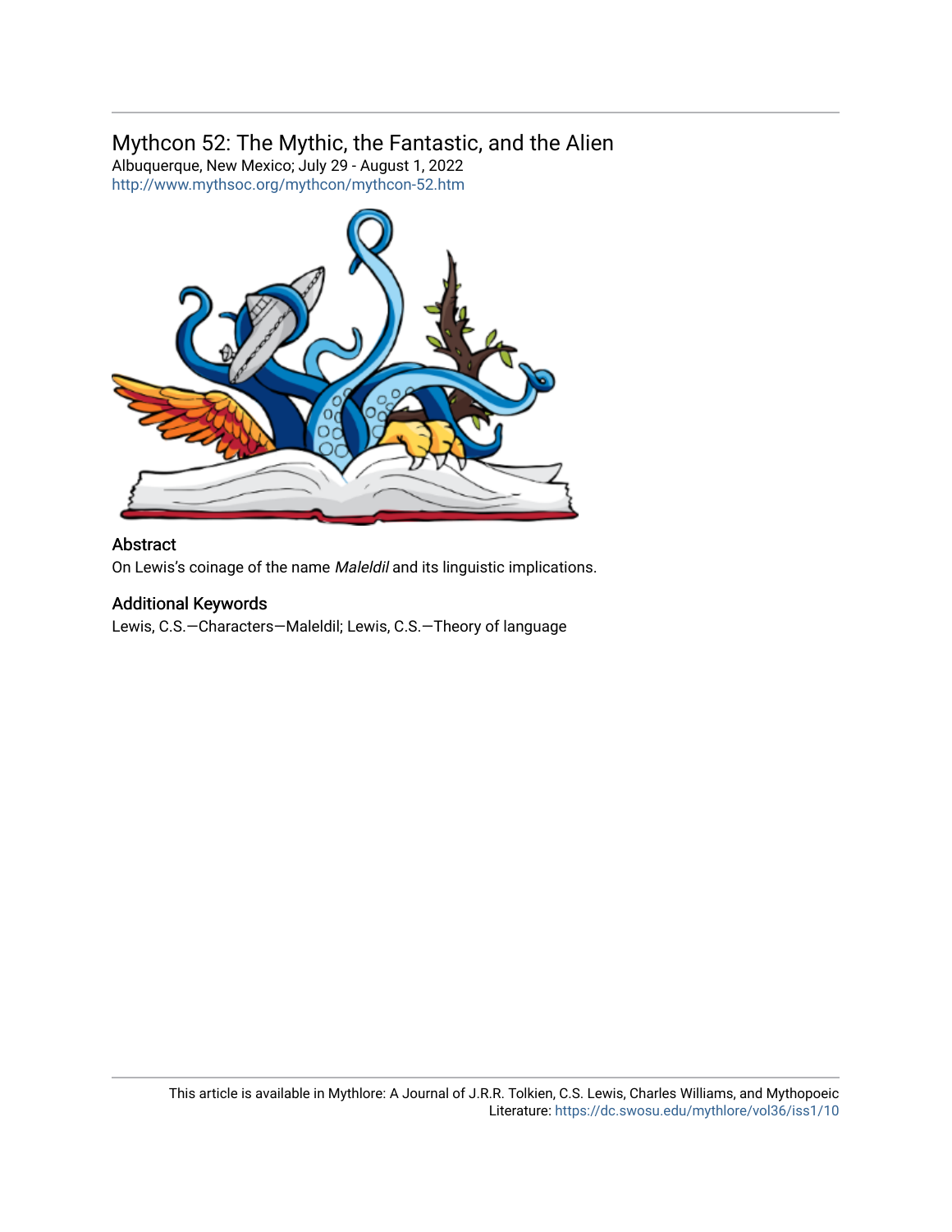## Mythcon 52: The Mythic, the Fantastic, and the Alien

Albuquerque, New Mexico; July 29 - August 1, 2022
http://www.mythsoc.org/mythcon/mythcon-52.htm

### Abstract

On Lewis's coinage of the name *Maleldil* and its linguistic implications.

### Additional Keywords

Lewis, C.S.—Characters—Maleldil; Lewis, C.S.—Theory of language

This article is available in Mythlore: A Journal of J.R.R. Tolkien, C.S. Lewis, Charles Williams, and Mythopoeic Literature: https://dc.swosu.edu/mythlore/vol36/iss1/10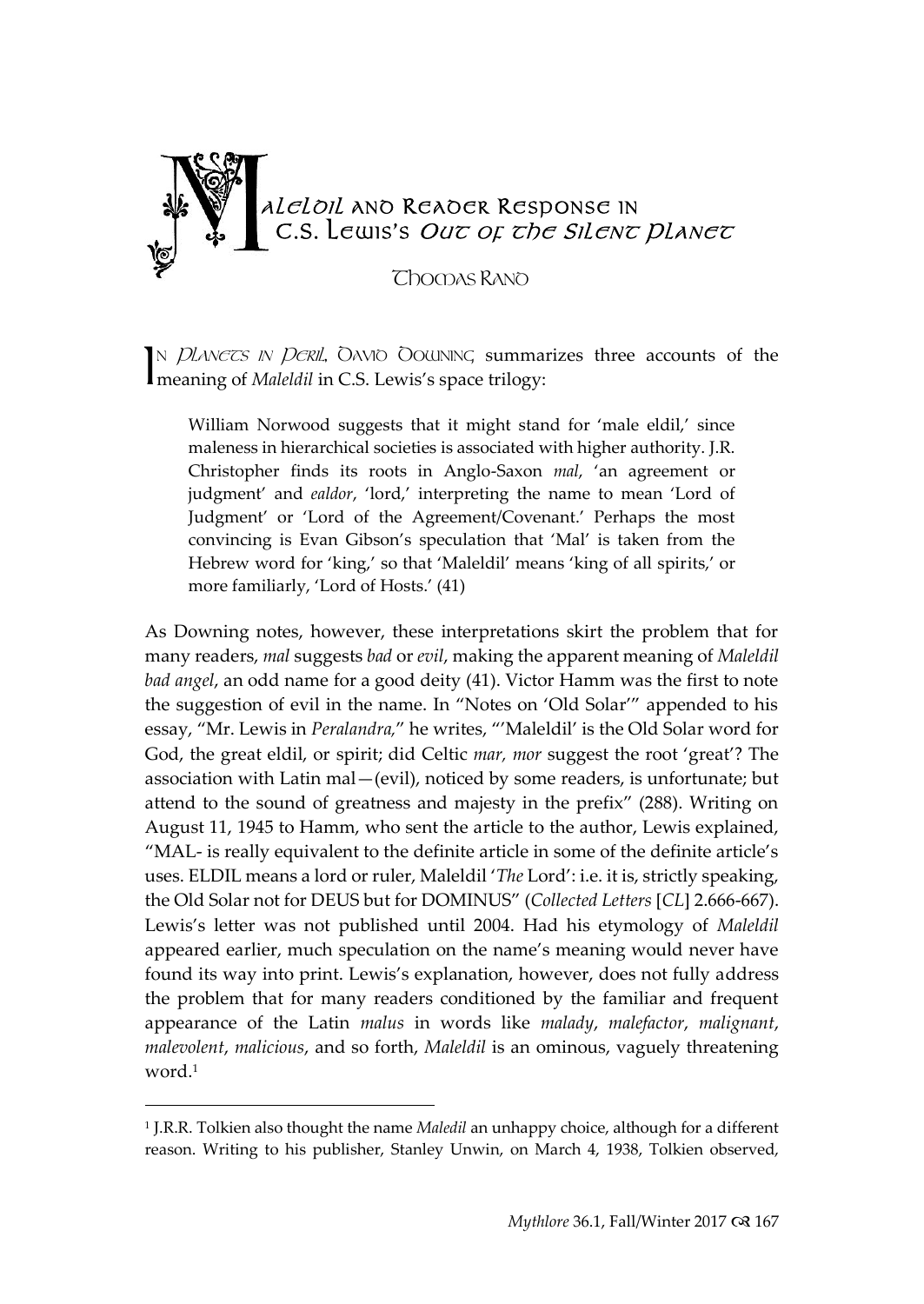# Maleldil and Reader Response in C.S. Lewis's *Out of the Silent Planet*

Thomas Rand

In *Planets in Peril*, David Downing summarizes three accounts of the meaning of *Maleldil* in C.S. Lewis's space trilogy:

> William Norwood suggests that it might stand for 'male eldil,' since maleness in hierarchical societies is associated with higher authority. J.R. Christopher finds its roots in Anglo-Saxon *mal*, 'an agreement or judgment' and *ealdor*, 'lord,' interpreting the name to mean 'Lord of Judgment' or 'Lord of the Agreement/Covenant.' Perhaps the most convincing is Evan Gibson's speculation that 'Mal' is taken from the Hebrew word for 'king,' so that 'Maleldil' means 'king of all spirits,' or more familiarly, 'Lord of Hosts.' (41)

As Downing notes, however, these interpretations skirt the problem that for many readers, *mal* suggests *bad* or *evil*, making the apparent meaning of *Maleldil bad angel*, an odd name for a good deity (41). Victor Hamm was the first to note the suggestion of evil in the name. In "Notes on 'Old Solar'" appended to his essay, "Mr. Lewis in *Peralandra*," he writes, "'Maleldil' is the Old Solar word for God, the great eldil, or spirit; did Celtic *mar, mor* suggest the root 'great'? The association with Latin mal—(evil), noticed by some readers, is unfortunate; but attend to the sound of greatness and majesty in the prefix" (288). Writing on August 11, 1945 to Hamm, who sent the article to the author, Lewis explained, "MAL- is really equivalent to the definite article in some of the definite article's uses. ELDIL means a lord or ruler, Maleldil '*The* Lord': i.e. it is, strictly speaking, the Old Solar not for DEUS but for DOMINUS" (*Collected Letters* [*CL*] 2.666-667). Lewis's letter was not published until 2004. Had his etymology of *Maleldil* appeared earlier, much speculation on the name's meaning would never have found its way into print. Lewis's explanation, however, does not fully address the problem that for many readers conditioned by the familiar and frequent appearance of the Latin *malus* in words like *malady*, *malefactor*, *malignant*, *malevolent*, *malicious*, and so forth, *Maleldil* is an ominous, vaguely threatening word.[1]

[1] J.R.R. Tolkien also thought the name *Maledil* an unhappy choice, although for a different reason. Writing to his publisher, Stanley Unwin, on March 4, 1938, Tolkien observed,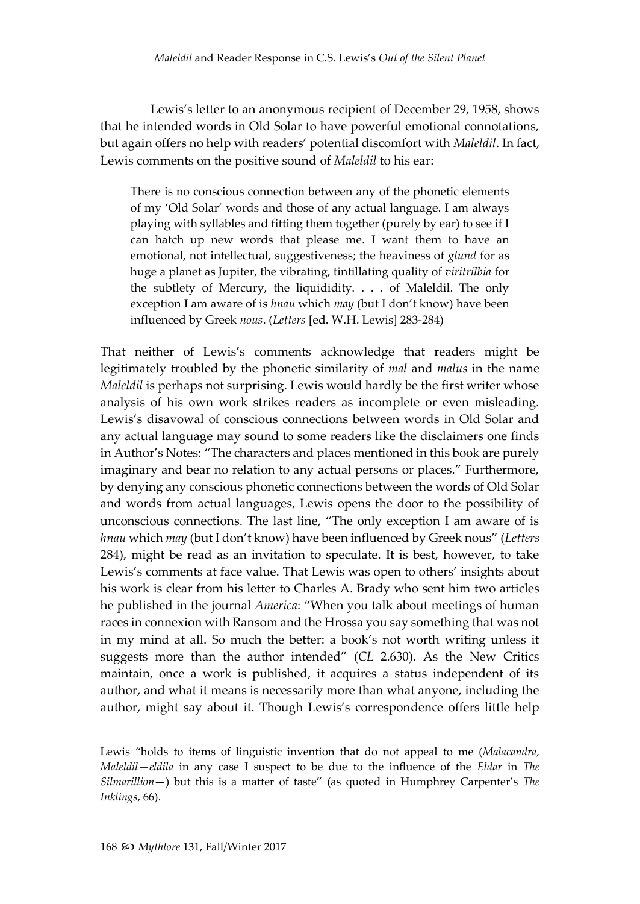Lewis's letter to an anonymous recipient of December 29, 1958, shows that he intended words in Old Solar to have powerful emotional connotations, but again offers no help with readers' potential discomfort with *Maleldil*. In fact, Lewis comments on the positive sound of *Maleldil* to his ear:

> There is no conscious connection between any of the phonetic elements of my 'Old Solar' words and those of any actual language. I am always playing with syllables and fitting them together (purely by ear) to see if I can hatch up new words that please me. I want them to have an emotional, not intellectual, suggestiveness; the heaviness of *glund* for as huge a planet as Jupiter, the vibrating, tintillating quality of *viritrilbia* for the subtlety of Mercury, the liquididity. . . . of Maleldil. The only exception I am aware of is *hnau* which *may* (but I don't know) have been influenced by Greek *nous*. (*Letters* [ed. W.H. Lewis] 283-284)

That neither of Lewis's comments acknowledge that readers might be legitimately troubled by the phonetic similarity of *mal* and *malus* in the name *Maleldil* is perhaps not surprising. Lewis would hardly be the first writer whose analysis of his own work strikes readers as incomplete or even misleading. Lewis's disavowal of conscious connections between words in Old Solar and any actual language may sound to some readers like the disclaimers one finds in Author's Notes: "The characters and places mentioned in this book are purely imaginary and bear no relation to any actual persons or places." Furthermore, by denying any conscious phonetic connections between the words of Old Solar and words from actual languages, Lewis opens the door to the possibility of unconscious connections. The last line, "The only exception I am aware of is *hnau* which *may* (but I don't know) have been influenced by Greek nous" (*Letters* 284), might be read as an invitation to speculate. It is best, however, to take Lewis's comments at face value. That Lewis was open to others' insights about his work is clear from his letter to Charles A. Brady who sent him two articles he published in the journal *America*: "When you talk about meetings of human races in connexion with Ransom and the Hrossa you say something that was not in my mind at all. So much the better: a book's not worth writing unless it suggests more than the author intended" (*CL* 2.630). As the New Critics maintain, once a work is published, it acquires a status independent of its author, and what it means is necessarily more than what anyone, including the author, might say about it. Though Lewis's correspondence offers little help

---

Lewis "holds to items of linguistic invention that do not appeal to me (*Malacandra, Maleldil—eldila* in any case I suspect to be due to the influence of the *Eldar* in *The Silmarillion*—) but this is a matter of taste" (as quoted in Humphrey Carpenter's *The Inklings*, 66).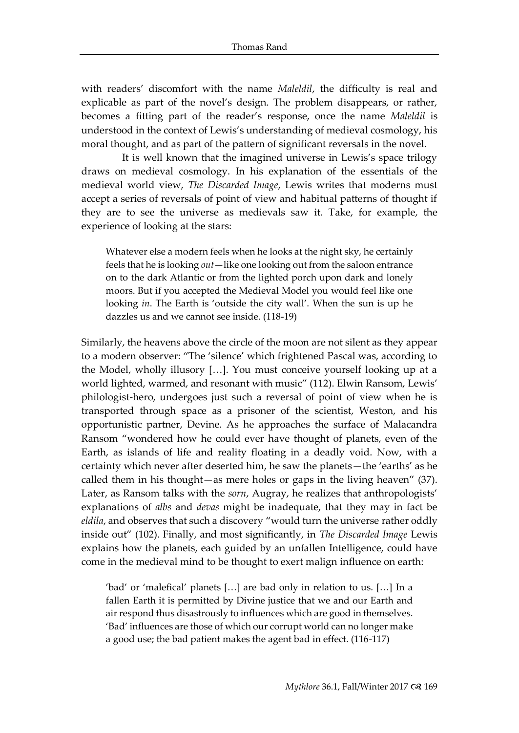with readers' discomfort with the name *Maleldil*, the difficulty is real and explicable as part of the novel's design. The problem disappears, or rather, becomes a fitting part of the reader's response, once the name *Maleldil* is understood in the context of Lewis's understanding of medieval cosmology, his moral thought, and as part of the pattern of significant reversals in the novel.

It is well known that the imagined universe in Lewis's space trilogy draws on medieval cosmology. In his explanation of the essentials of the medieval world view, *The Discarded Image*, Lewis writes that moderns must accept a series of reversals of point of view and habitual patterns of thought if they are to see the universe as medievals saw it. Take, for example, the experience of looking at the stars:

> Whatever else a modern feels when he looks at the night sky, he certainly feels that he is looking *out*—like one looking out from the saloon entrance on to the dark Atlantic or from the lighted porch upon dark and lonely moors. But if you accepted the Medieval Model you would feel like one looking *in*. The Earth is 'outside the city wall'. When the sun is up he dazzles us and we cannot see inside. (118-19)

Similarly, the heavens above the circle of the moon are not silent as they appear to a modern observer: "The 'silence' which frightened Pascal was, according to the Model, wholly illusory […]. You must conceive yourself looking up at a world lighted, warmed, and resonant with music" (112). Elwin Ransom, Lewis' philologist-hero, undergoes just such a reversal of point of view when he is transported through space as a prisoner of the scientist, Weston, and his opportunistic partner, Devine. As he approaches the surface of Malacandra Ransom "wondered how he could ever have thought of planets, even of the Earth, as islands of life and reality floating in a deadly void. Now, with a certainty which never after deserted him, he saw the planets—the 'earths' as he called them in his thought—as mere holes or gaps in the living heaven" (37). Later, as Ransom talks with the *sorn*, Augray, he realizes that anthropologists' explanations of *albs* and *devas* might be inadequate, that they may in fact be *eldila*, and observes that such a discovery "would turn the universe rather oddly inside out" (102). Finally, and most significantly, in *The Discarded Image* Lewis explains how the planets, each guided by an unfallen Intelligence, could have come in the medieval mind to be thought to exert malign influence on earth:

> 'bad' or 'malefical' planets […] are bad only in relation to us. […] In a fallen Earth it is permitted by Divine justice that we and our Earth and air respond thus disastrously to influences which are good in themselves. 'Bad' influences are those of which our corrupt world can no longer make a good use; the bad patient makes the agent bad in effect. (116-117)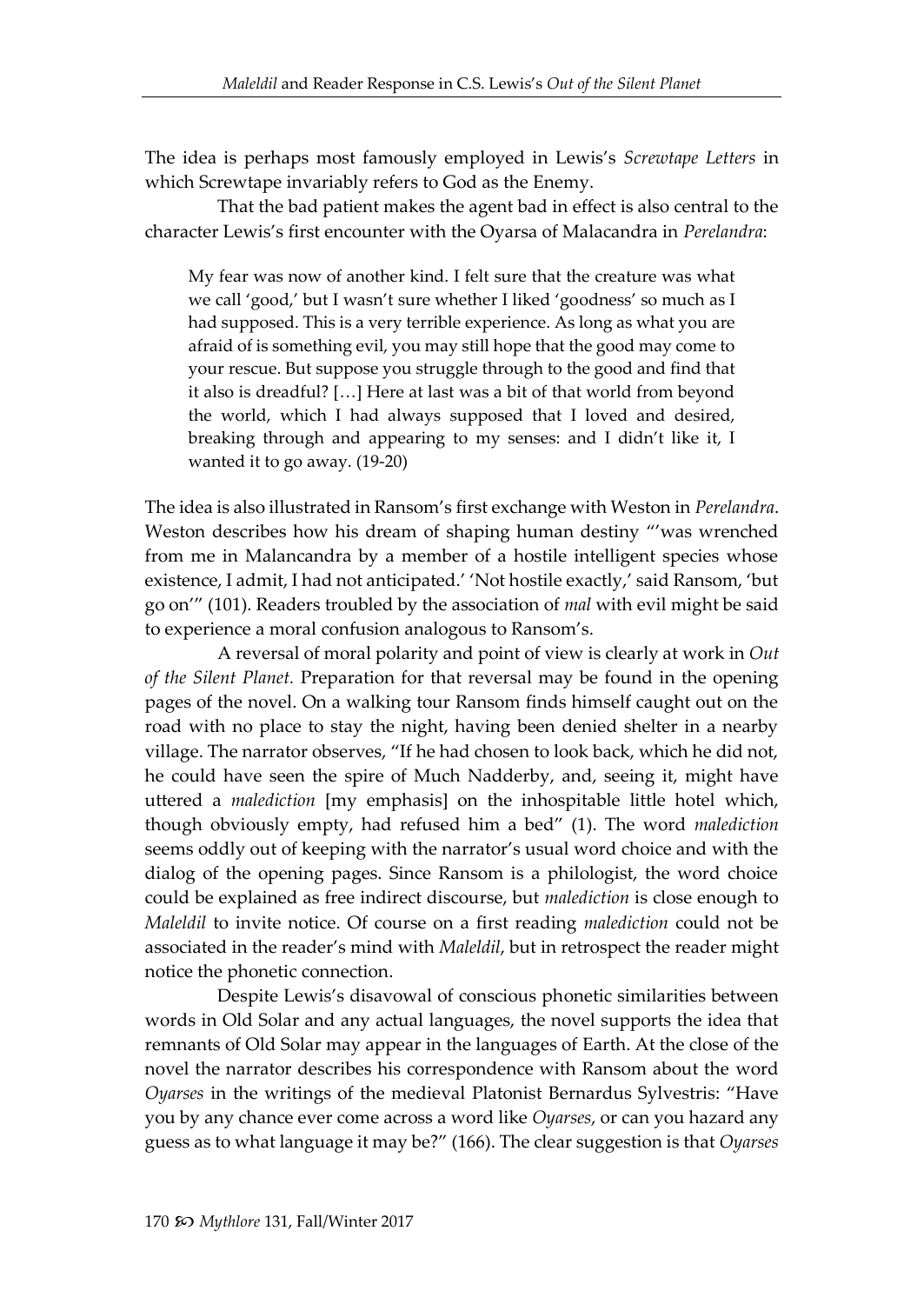The idea is perhaps most famously employed in Lewis's *Screwtape Letters* in which Screwtape invariably refers to God as the Enemy.

That the bad patient makes the agent bad in effect is also central to the character Lewis's first encounter with the Oyarsa of Malacandra in *Perelandra*:

> My fear was now of another kind. I felt sure that the creature was what we call 'good,' but I wasn't sure whether I liked 'goodness' so much as I had supposed. This is a very terrible experience. As long as what you are afraid of is something evil, you may still hope that the good may come to your rescue. But suppose you struggle through to the good and find that it also is dreadful? […] Here at last was a bit of that world from beyond the world, which I had always supposed that I loved and desired, breaking through and appearing to my senses: and I didn't like it, I wanted it to go away. (19-20)

The idea is also illustrated in Ransom's first exchange with Weston in *Perelandra*. Weston describes how his dream of shaping human destiny "'was wrenched from me in Malancandra by a member of a hostile intelligent species whose existence, I admit, I had not anticipated.' 'Not hostile exactly,' said Ransom, 'but go on'" (101). Readers troubled by the association of *mal* with evil might be said to experience a moral confusion analogous to Ransom's.

A reversal of moral polarity and point of view is clearly at work in *Out of the Silent Planet.* Preparation for that reversal may be found in the opening pages of the novel. On a walking tour Ransom finds himself caught out on the road with no place to stay the night, having been denied shelter in a nearby village. The narrator observes, "If he had chosen to look back, which he did not, he could have seen the spire of Much Nadderby, and, seeing it, might have uttered a *malediction* [my emphasis] on the inhospitable little hotel which, though obviously empty, had refused him a bed" (1). The word *malediction* seems oddly out of keeping with the narrator's usual word choice and with the dialog of the opening pages. Since Ransom is a philologist, the word choice could be explained as free indirect discourse, but *malediction* is close enough to *Maleldil* to invite notice. Of course on a first reading *malediction* could not be associated in the reader's mind with *Maleldil*, but in retrospect the reader might notice the phonetic connection.

Despite Lewis's disavowal of conscious phonetic similarities between words in Old Solar and any actual languages, the novel supports the idea that remnants of Old Solar may appear in the languages of Earth. At the close of the novel the narrator describes his correspondence with Ransom about the word *Oyarses* in the writings of the medieval Platonist Bernardus Sylvestris: "Have you by any chance ever come across a word like *Oyarses*, or can you hazard any guess as to what language it may be?" (166). The clear suggestion is that *Oyarses*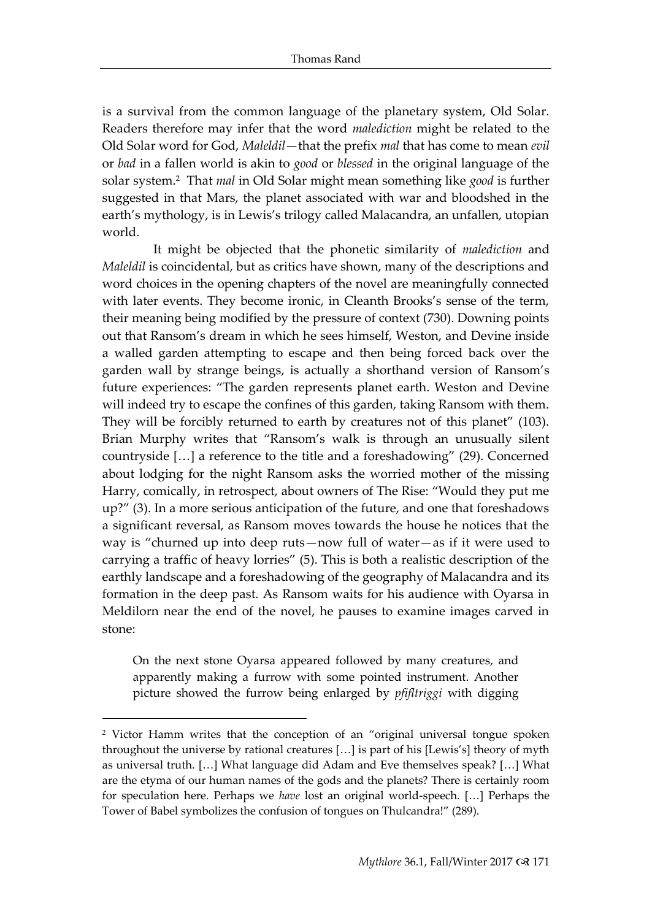is a survival from the common language of the planetary system, Old Solar. Readers therefore may infer that the word *malediction* might be related to the Old Solar word for God, *Maleldil*—that the prefix *mal* that has come to mean *evil* or *bad* in a fallen world is akin to *good* or *blessed* in the original language of the solar system.[2] That *mal* in Old Solar might mean something like *good* is further suggested in that Mars, the planet associated with war and bloodshed in the earth's mythology, is in Lewis's trilogy called Malacandra, an unfallen, utopian world.

It might be objected that the phonetic similarity of *malediction* and *Maleldil* is coincidental, but as critics have shown, many of the descriptions and word choices in the opening chapters of the novel are meaningfully connected with later events. They become ironic, in Cleanth Brooks's sense of the term, their meaning being modified by the pressure of context (730). Downing points out that Ransom's dream in which he sees himself, Weston, and Devine inside a walled garden attempting to escape and then being forced back over the garden wall by strange beings, is actually a shorthand version of Ransom's future experiences: "The garden represents planet earth. Weston and Devine will indeed try to escape the confines of this garden, taking Ransom with them. They will be forcibly returned to earth by creatures not of this planet" (103). Brian Murphy writes that "Ransom's walk is through an unusually silent countryside […] a reference to the title and a foreshadowing" (29). Concerned about lodging for the night Ransom asks the worried mother of the missing Harry, comically, in retrospect, about owners of The Rise: "Would they put me up?" (3). In a more serious anticipation of the future, and one that foreshadows a significant reversal, as Ransom moves towards the house he notices that the way is "churned up into deep ruts—now full of water—as if it were used to carrying a traffic of heavy lorries" (5). This is both a realistic description of the earthly landscape and a foreshadowing of the geography of Malacandra and its formation in the deep past. As Ransom waits for his audience with Oyarsa in Meldilorn near the end of the novel, he pauses to examine images carved in stone:

> On the next stone Oyarsa appeared followed by many creatures, and apparently making a furrow with some pointed instrument. Another picture showed the furrow being enlarged by *pfifltriggi* with digging

---

[2] Victor Hamm writes that the conception of an "original universal tongue spoken throughout the universe by rational creatures […] is part of his [Lewis's] theory of myth as universal truth. […] What language did Adam and Eve themselves speak? […] What are the etyma of our human names of the gods and the planets? There is certainly room for speculation here. Perhaps we *have* lost an original world-speech. […] Perhaps the Tower of Babel symbolizes the confusion of tongues on Thulcandra!" (289).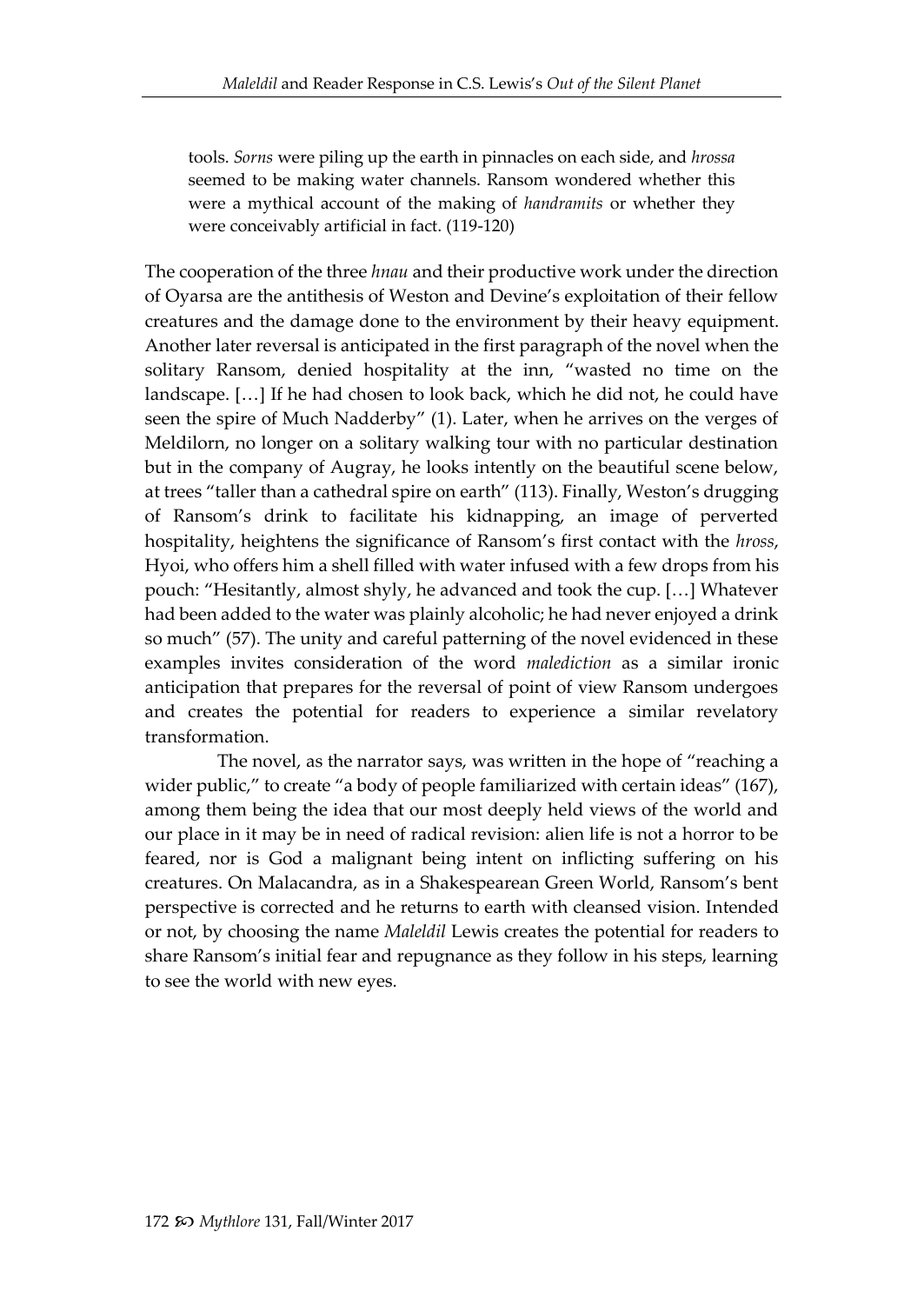tools. *Sorns* were piling up the earth in pinnacles on each side, and *hrossa* seemed to be making water channels. Ransom wondered whether this were a mythical account of the making of *handramits* or whether they were conceivably artificial in fact. (119-120)

The cooperation of the three *hnau* and their productive work under the direction of Oyarsa are the antithesis of Weston and Devine's exploitation of their fellow creatures and the damage done to the environment by their heavy equipment. Another later reversal is anticipated in the first paragraph of the novel when the solitary Ransom, denied hospitality at the inn, "wasted no time on the landscape. […] If he had chosen to look back, which he did not, he could have seen the spire of Much Nadderby" (1). Later, when he arrives on the verges of Meldilorn, no longer on a solitary walking tour with no particular destination but in the company of Augray, he looks intently on the beautiful scene below, at trees "taller than a cathedral spire on earth" (113). Finally, Weston's drugging of Ransom's drink to facilitate his kidnapping, an image of perverted hospitality, heightens the significance of Ransom's first contact with the *hross*, Hyoi, who offers him a shell filled with water infused with a few drops from his pouch: "Hesitantly, almost shyly, he advanced and took the cup. […] Whatever had been added to the water was plainly alcoholic; he had never enjoyed a drink so much" (57). The unity and careful patterning of the novel evidenced in these examples invites consideration of the word *malediction* as a similar ironic anticipation that prepares for the reversal of point of view Ransom undergoes and creates the potential for readers to experience a similar revelatory transformation.

The novel, as the narrator says, was written in the hope of "reaching a wider public," to create "a body of people familiarized with certain ideas" (167), among them being the idea that our most deeply held views of the world and our place in it may be in need of radical revision: alien life is not a horror to be feared, nor is God a malignant being intent on inflicting suffering on his creatures. On Malacandra, as in a Shakespearean Green World, Ransom's bent perspective is corrected and he returns to earth with cleansed vision. Intended or not, by choosing the name *Maleldil* Lewis creates the potential for readers to share Ransom's initial fear and repugnance as they follow in his steps, learning to see the world with new eyes.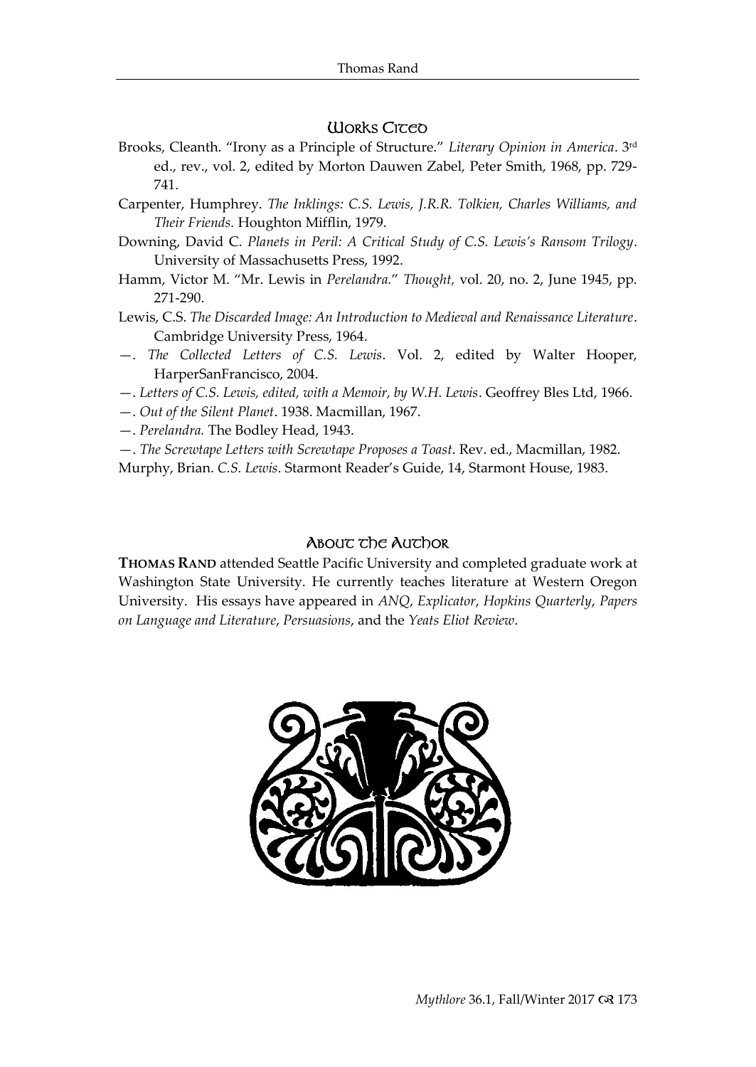## Works Cited

Brooks, Cleanth. "Irony as a Principle of Structure." *Literary Opinion in America*. 3rd ed., rev., vol. 2, edited by Morton Dauwen Zabel, Peter Smith, 1968, pp. 729-741.

Carpenter, Humphrey. *The Inklings: C.S. Lewis, J.R.R. Tolkien, Charles Williams, and Their Friends.* Houghton Mifflin, 1979.

Downing, David C. *Planets in Peril: A Critical Study of C.S. Lewis's Ransom Trilogy*. University of Massachusetts Press, 1992.

Hamm, Victor M. "Mr. Lewis in *Perelandra*." *Thought,* vol. 20, no. 2, June 1945, pp. 271-290.

Lewis, C.S. *The Discarded Image: An Introduction to Medieval and Renaissance Literature*. Cambridge University Press, 1964.

—. *The Collected Letters of C.S. Lewis*. Vol. 2, edited by Walter Hooper, HarperSanFrancisco, 2004.

—. *Letters of C.S. Lewis, edited, with a Memoir, by W.H. Lewis*. Geoffrey Bles Ltd, 1966.

—. *Out of the Silent Planet*. 1938. Macmillan, 1967.

—. *Perelandra.* The Bodley Head, 1943.

—. *The Screwtape Letters with Screwtape Proposes a Toast*. Rev. ed., Macmillan, 1982.

Murphy, Brian. *C.S. Lewis*. Starmont Reader's Guide, 14, Starmont House, 1983.

## About the Author

**THOMAS RAND** attended Seattle Pacific University and completed graduate work at Washington State University. He currently teaches literature at Western Oregon University. His essays have appeared in *ANQ*, *Explicator*, *Hopkins Quarterly*, *Papers on Language and Literature*, *Persuasions*, and the *Yeats Eliot Review*.